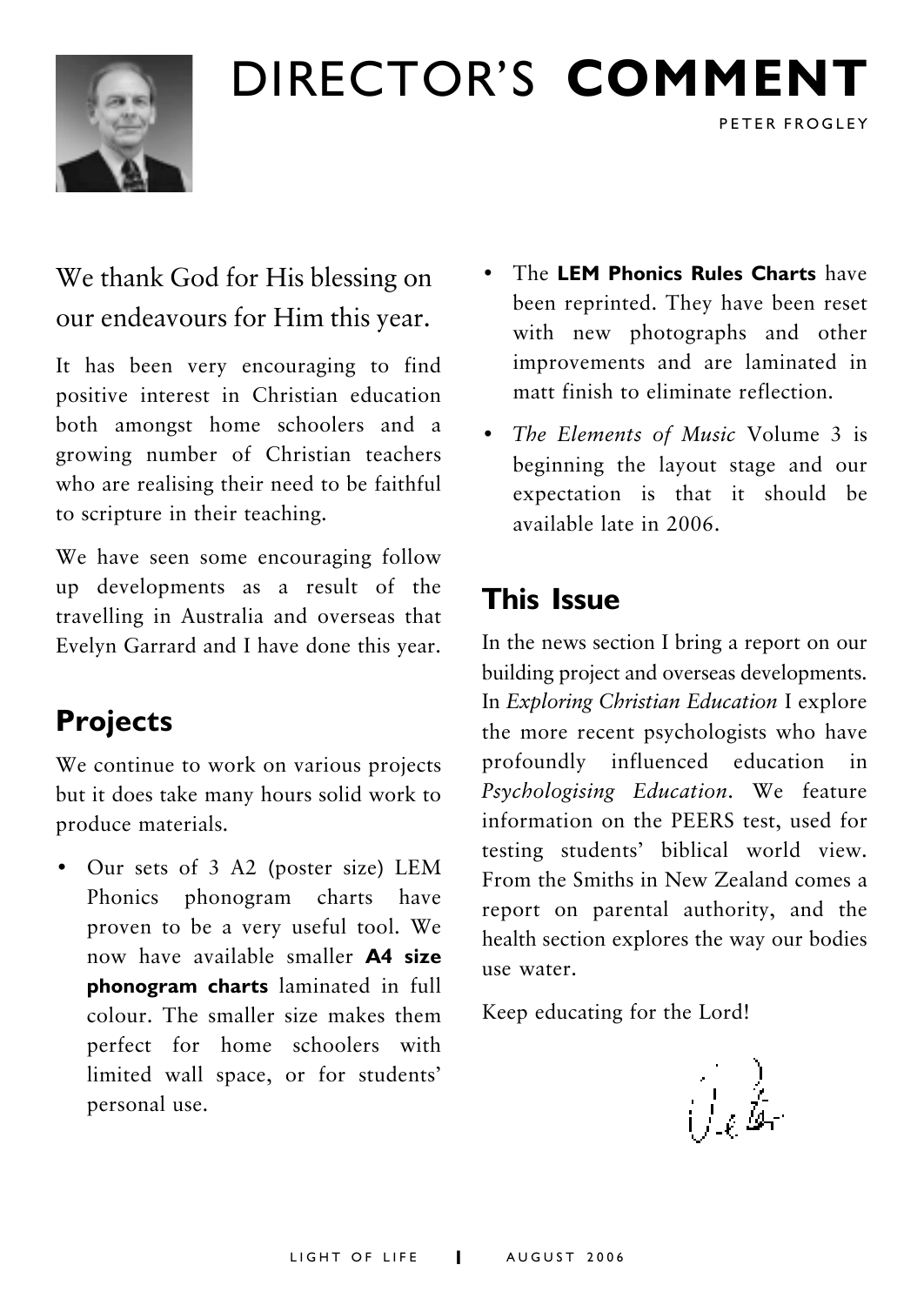# DIRECTOR'S **COMMENT**

PETER FROGLEY

We thank God for His blessing on our endeavours for Him this year.

It has been very encouraging to find positive interest in Christian education both amongst home schoolers and a growing number of Christian teachers who are realising their need to be faithful to scripture in their teaching.

We have seen some encouraging follow up developments as a result of the travelling in Australia and overseas that Evelyn Garrard and I have done this year.

## Projects

We continue to work on various projects but it does take many hours solid work to produce materials.

- Our sets of 3 A2 (poster size) LEM Phonics phonogram charts have proven to be a very useful tool. We now have available smaller **A4 size phonogram charts** laminated in full colour. The smaller size makes them perfect for home schoolers with limited wall space, or for students' personal use.
- The **LEM Phonics Rules Charts** have been reprinted. They have been reset with new photographs and other improvements and are laminated in matt finish to eliminate reflection.
- *The Elements of Music* Volume 3 is beginning the layout stage and our expectation is that it should be available late in 2006.

## This Issue

In the news section I bring a report on our building project and overseas developments. In *Exploring Christian Education* I explore the more recent psychologists who have profoundly influenced education in *Psychologising Education*. We feature information on the PEERS test, used for testing students' biblical world view. From the Smiths in New Zealand comes a report on parental authority, and the health section explores the way our bodies use water.

Keep educating for the Lord!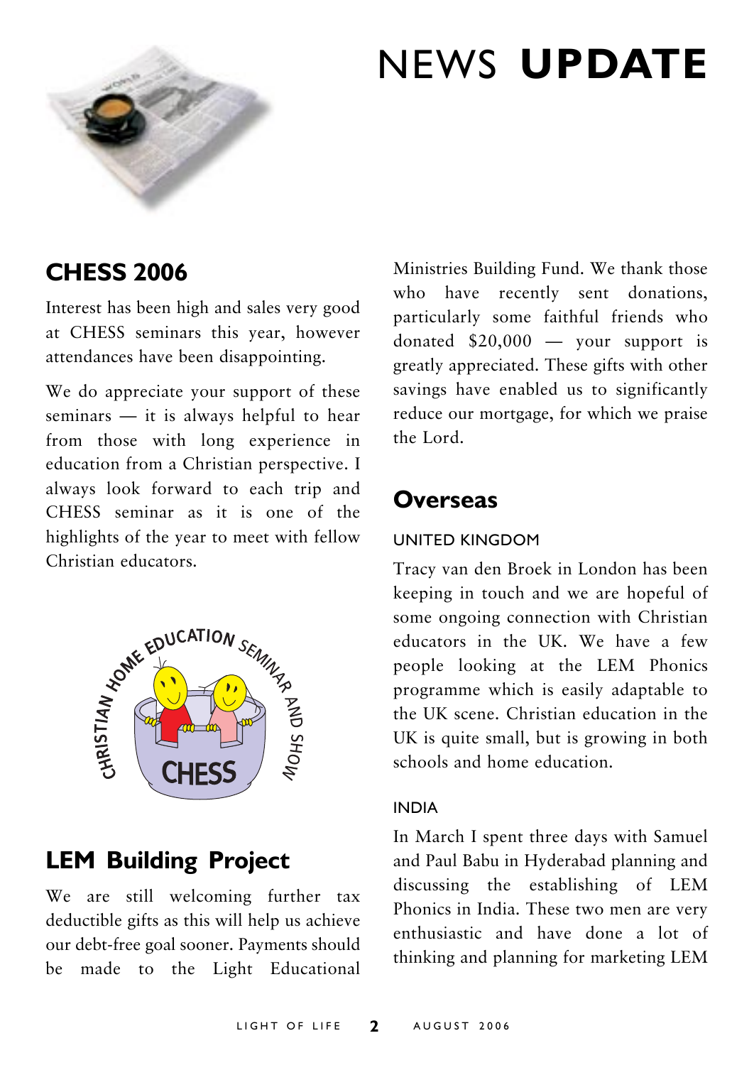# NEWS UPDATE

## CHESS 2006

Interest has been high and sales very good at CHESS seminars this year, however attendances have been disappointing.

We do appreciate your support of these seminars — it is always helpful to hear from those with long experience in education from a Christian perspective. I always look forward to each trip and CHESS seminar as it is one of the highlights of the year to meet with fellow Christian educators.

## LEM Building Project

We are still welcoming further tax deductible gifts as this will help us achieve our debt-free goal sooner. Payments should be made to the Light Educational Ministries Building Fund. We thank those who have recently sent donations, particularly some faithful friends who donated $20,000 — your support is greatly appreciated. These gifts with other savings have enabled us to significantly reduce our mortgage, for which we praise the Lord.

## Overseas

### UNITED KINGDOM

Tracy van den Broek in London has been keeping in touch and we are hopeful of some ongoing connection with Christian educators in the UK. We have a few people looking at the LEM Phonics programme which is easily adaptable to the UK scene. Christian education in the UK is quite small, but is growing in both schools and home education.

### INDIA

In March I spent three days with Samuel and Paul Babu in Hyderabad planning and discussing the establishing of LEM Phonics in India. These two men are very enthusiastic and have done a lot of thinking and planning for marketing LEM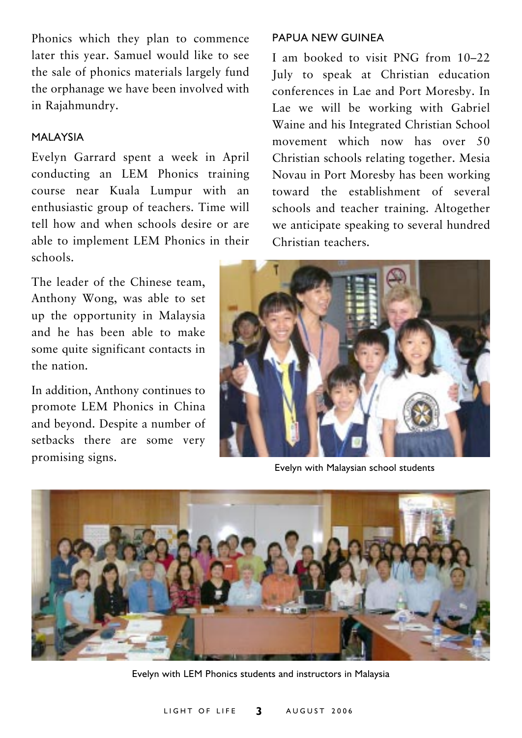Phonics which they plan to commence later this year. Samuel would like to see the sale of phonics materials largely fund the orphanage we have been involved with in Rajahmundry.

## MALAYSIA

Evelyn Garrard spent a week in April conducting an LEM Phonics training course near Kuala Lumpur with an enthusiastic group of teachers. Time will tell how and when schools desire or are able to implement LEM Phonics in their schools.

The leader of the Chinese team, Anthony Wong, was able to set up the opportunity in Malaysia and he has been able to make some quite significant contacts in the nation.

In addition, Anthony continues to promote LEM Phonics in China and beyond. Despite a number of setbacks there are some very promising signs.

## PAPUA NEW GUINEA

I am booked to visit PNG from 10–22 July to speak at Christian education conferences in Lae and Port Moresby. In Lae we will be working with Gabriel Waine and his Integrated Christian School movement which now has over 50 Christian schools relating together. Mesia Novau in Port Moresby has been working toward the establishment of several schools and teacher training. Altogether we anticipate speaking to several hundred Christian teachers.

Evelyn with Malaysian school students

Evelyn with LEM Phonics students and instructors in Malaysia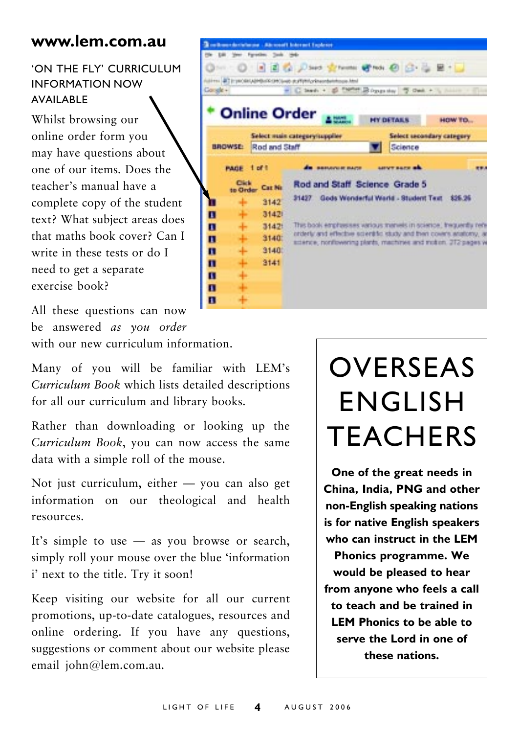## www.lem.com.au

'ON THE FLY' CURRICULUM INFORMATION NOW AVAILABLE

Whilst browsing our online order form you may have questions about one of our items. Does the teacher's manual have a complete copy of the student text? What subject areas does that maths book cover? Can I write in these tests or do I need to get a separate exercise book?

All these questions can now be answered *as you order* with our new curriculum information.

Many of you will be familiar with LEM's *Curriculum Book* which lists detailed descriptions for all our curriculum and library books.

Rather than downloading or looking up the *Curriculum Book*, you can now access the same data with a simple roll of the mouse.

Not just curriculum, either — you can also get information on our theological and health resources.

It's simple to use — as you browse or search, simply roll your mouse over the blue 'information i' next to the title. Try it soon!

Keep visiting our website for all our current promotions, up-to-date catalogues, resources and online ordering. If you have any questions, suggestions or comment about our website please email john@lem.com.au.

# OVERSEAS ENGLISH TEACHERS

**One of the great needs in China, India, PNG and other non-English speaking nations is for native English speakers who can instruct in the LEM Phonics programme. We would be pleased to hear from anyone who feels a call to teach and be trained in LEM Phonics to be able to serve the Lord in one of these nations.**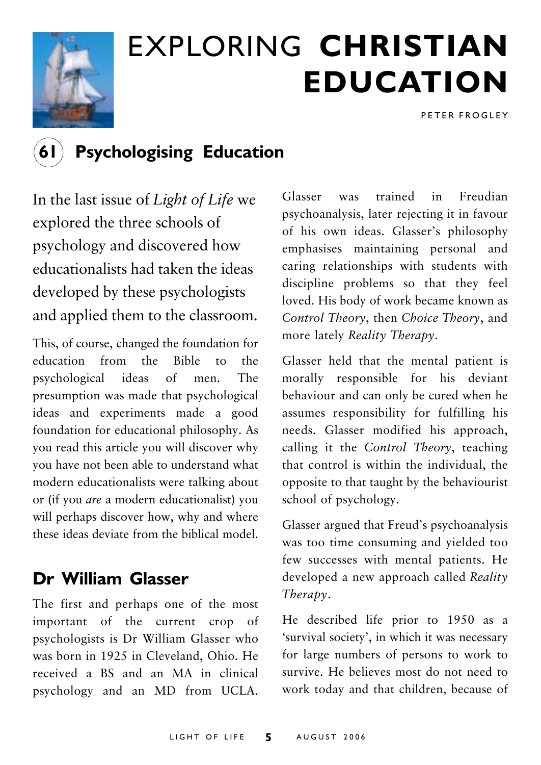# EXPLORING **CHRISTIAN EDUCATION**

PETER FROGLEY

## 61 Psychologising Education

In the last issue of *Light of Life* we explored the three schools of psychology and discovered how educationalists had taken the ideas developed by these psychologists and applied them to the classroom.

This, of course, changed the foundation for education from the Bible to the psychological ideas of men. The presumption was made that psychological ideas and experiments made a good foundation for educational philosophy. As you read this article you will discover why you have not been able to understand what modern educationalists were talking about or (if you *are* a modern educationalist) you will perhaps discover how, why and where these ideas deviate from the biblical model.

### Dr William Glasser

The first and perhaps one of the most important of the current crop of psychologists is Dr William Glasser who was born in 1925 in Cleveland, Ohio. He received a BS and an MA in clinical psychology and an MD from UCLA. Glasser was trained in Freudian psychoanalysis, later rejecting it in favour of his own ideas. Glasser's philosophy emphasises maintaining personal and caring relationships with students with discipline problems so that they feel loved. His body of work became known as *Control Theory*, then *Choice Theory*, and more lately *Reality Therapy*.

Glasser held that the mental patient is morally responsible for his deviant behaviour and can only be cured when he assumes responsibility for fulfilling his needs. Glasser modified his approach, calling it the *Control Theory*, teaching that control is within the individual, the opposite to that taught by the behaviourist school of psychology.

Glasser argued that Freud's psychoanalysis was too time consuming and yielded too few successes with mental patients. He developed a new approach called *Reality Therapy*.

He described life prior to 1950 as a 'survival society', in which it was necessary for large numbers of persons to work to survive. He believes most do not need to work today and that children, because of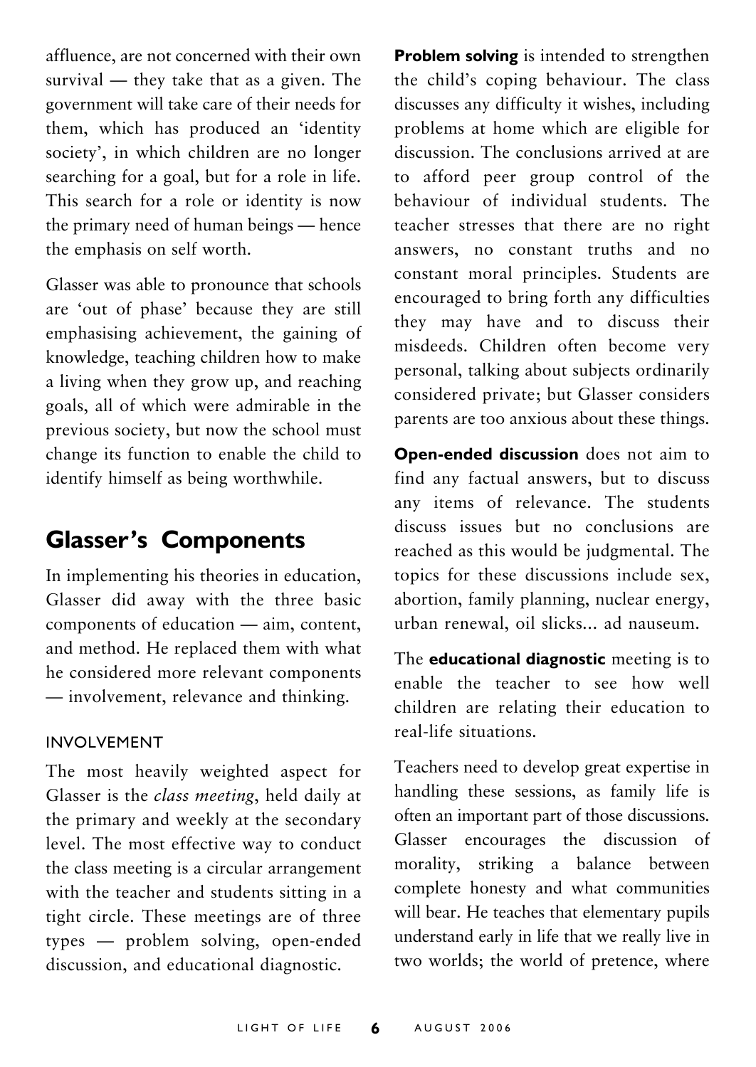affluence, are not concerned with their own survival — they take that as a given. The government will take care of their needs for them, which has produced an 'identity society', in which children are no longer searching for a goal, but for a role in life. This search for a role or identity is now the primary need of human beings — hence the emphasis on self worth.

Glasser was able to pronounce that schools are 'out of phase' because they are still emphasising achievement, the gaining of knowledge, teaching children how to make a living when they grow up, and reaching goals, all of which were admirable in the previous society, but now the school must change its function to enable the child to identify himself as being worthwhile.

## Glasser's Components

In implementing his theories in education, Glasser did away with the three basic components of education — aim, content, and method. He replaced them with what he considered more relevant components — involvement, relevance and thinking.

### INVOLVEMENT

The most heavily weighted aspect for Glasser is the *class meeting*, held daily at the primary and weekly at the secondary level. The most effective way to conduct the class meeting is a circular arrangement with the teacher and students sitting in a tight circle. These meetings are of three types — problem solving, open-ended discussion, and educational diagnostic.

**Problem solving** is intended to strengthen the child's coping behaviour. The class discusses any difficulty it wishes, including problems at home which are eligible for discussion. The conclusions arrived at are to afford peer group control of the behaviour of individual students. The teacher stresses that there are no right answers, no constant truths and no constant moral principles. Students are encouraged to bring forth any difficulties they may have and to discuss their misdeeds. Children often become very personal, talking about subjects ordinarily considered private; but Glasser considers parents are too anxious about these things.

**Open-ended discussion** does not aim to find any factual answers, but to discuss any items of relevance. The students discuss issues but no conclusions are reached as this would be judgmental. The topics for these discussions include sex, abortion, family planning, nuclear energy, urban renewal, oil slicks... ad nauseum.

The **educational diagnostic** meeting is to enable the teacher to see how well children are relating their education to real-life situations.

Teachers need to develop great expertise in handling these sessions, as family life is often an important part of those discussions. Glasser encourages the discussion of morality, striking a balance between complete honesty and what communities will bear. He teaches that elementary pupils understand early in life that we really live in two worlds; the world of pretence, where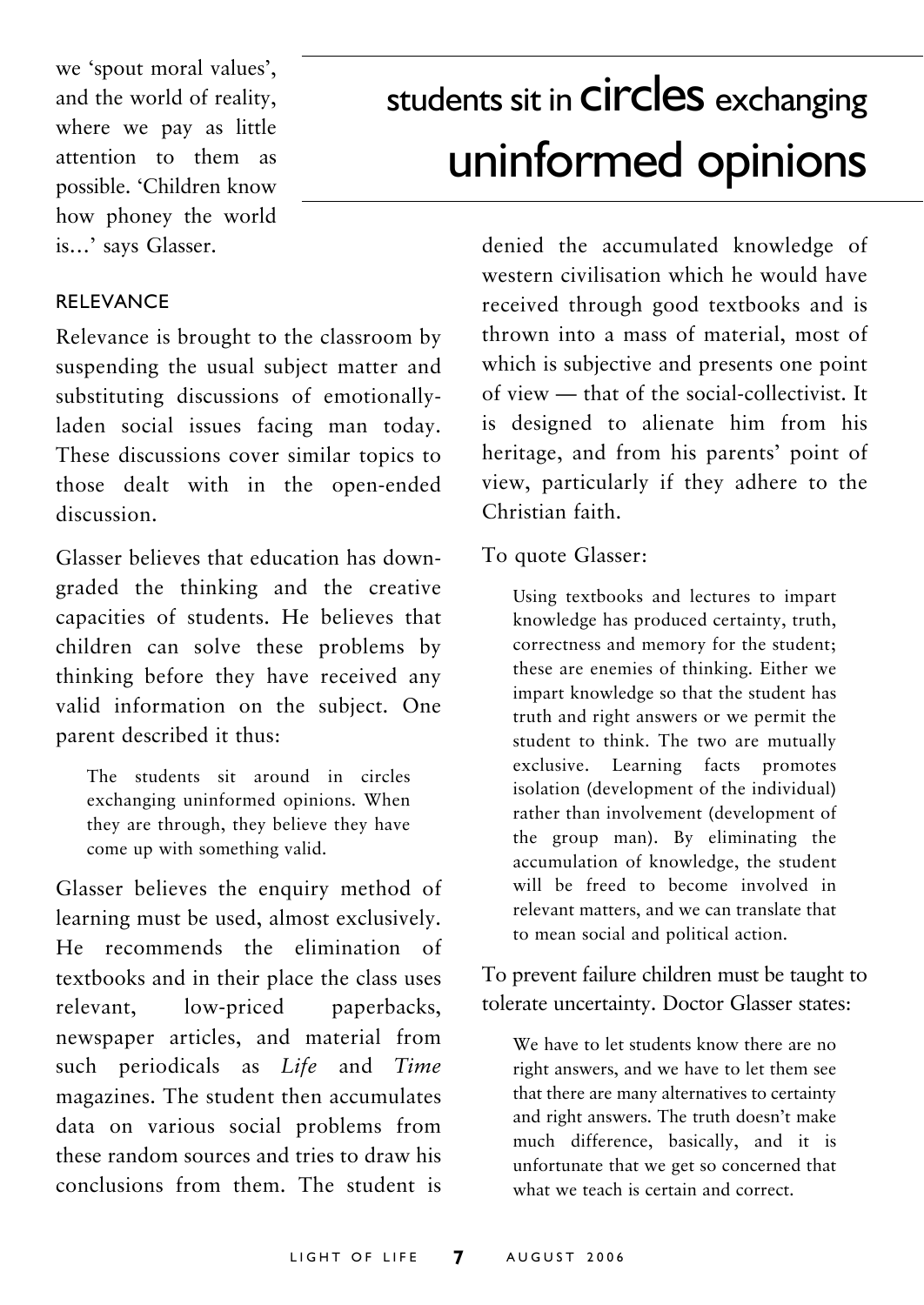we 'spout moral values', and the world of reality, where we pay as little attention to them as possible. 'Children know how phoney the world is…' says Glasser.

## students sit in circles exchanging uninformed opinions

### RELEVANCE

Relevance is brought to the classroom by suspending the usual subject matter and substituting discussions of emotionally-laden social issues facing man today. These discussions cover similar topics to those dealt with in the open-ended discussion.

Glasser believes that education has down-graded the thinking and the creative capacities of students. He believes that children can solve these problems by thinking before they have received any valid information on the subject. One parent described it thus:

> The students sit around in circles exchanging uninformed opinions. When they are through, they believe they have come up with something valid.

Glasser believes the enquiry method of learning must be used, almost exclusively. He recommends the elimination of textbooks and in their place the class uses relevant, low-priced paperbacks, newspaper articles, and material from such periodicals as *Life* and *Time* magazines. The student then accumulates data on various social problems from these random sources and tries to draw his conclusions from them. The student is denied the accumulated knowledge of western civilisation which he would have received through good textbooks and is thrown into a mass of material, most of which is subjective and presents one point of view — that of the social-collectivist. It is designed to alienate him from his heritage, and from his parents' point of view, particularly if they adhere to the Christian faith.

To quote Glasser:

> Using textbooks and lectures to impart knowledge has produced certainty, truth, correctness and memory for the student; these are enemies of thinking. Either we impart knowledge so that the student has truth and right answers or we permit the student to think. The two are mutually exclusive. Learning facts promotes isolation (development of the individual) rather than involvement (development of the group man). By eliminating the accumulation of knowledge, the student will be freed to become involved in relevant matters, and we can translate that to mean social and political action.

To prevent failure children must be taught to tolerate uncertainty. Doctor Glasser states:

> We have to let students know there are no right answers, and we have to let them see that there are many alternatives to certainty and right answers. The truth doesn't make much difference, basically, and it is unfortunate that we get so concerned that what we teach is certain and correct.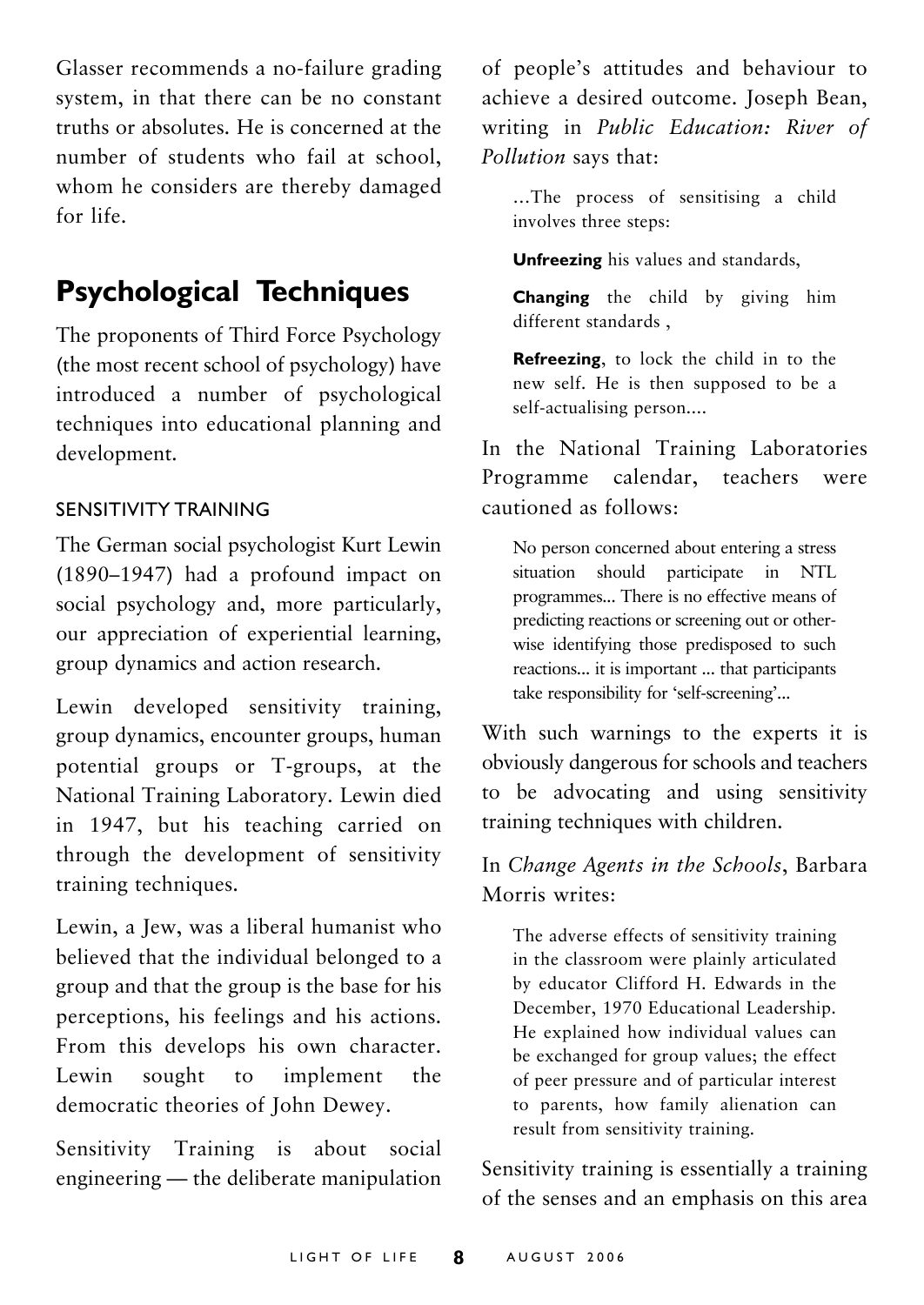Glasser recommends a no-failure grading system, in that there can be no constant truths or absolutes. He is concerned at the number of students who fail at school, whom he considers are thereby damaged for life.

## Psychological Techniques

The proponents of Third Force Psychology (the most recent school of psychology) have introduced a number of psychological techniques into educational planning and development.

### SENSITIVITY TRAINING

The German social psychologist Kurt Lewin (1890–1947) had a profound impact on social psychology and, more particularly, our appreciation of experiential learning, group dynamics and action research.

Lewin developed sensitivity training, group dynamics, encounter groups, human potential groups or T-groups, at the National Training Laboratory. Lewin died in 1947, but his teaching carried on through the development of sensitivity training techniques.

Lewin, a Jew, was a liberal humanist who believed that the individual belonged to a group and that the group is the base for his perceptions, his feelings and his actions. From this develops his own character. Lewin sought to implement the democratic theories of John Dewey.

Sensitivity Training is about social engineering — the deliberate manipulation of people's attitudes and behaviour to achieve a desired outcome. Joseph Bean, writing in *Public Education: River of Pollution* says that:

> ...The process of sensitising a child involves three steps:
>
> **Unfreezing** his values and standards,
>
> **Changing** the child by giving him different standards ,
>
> **Refreezing**, to lock the child in to the new self. He is then supposed to be a self-actualising person....

In the National Training Laboratories Programme calendar, teachers were cautioned as follows:

> No person concerned about entering a stress situation should participate in NTL programmes... There is no effective means of predicting reactions or screening out or otherwise identifying those predisposed to such reactions... it is important ... that participants take responsibility for 'self-screening'...

With such warnings to the experts it is obviously dangerous for schools and teachers to be advocating and using sensitivity training techniques with children.

In *Change Agents in the Schools*, Barbara Morris writes:

> The adverse effects of sensitivity training in the classroom were plainly articulated by educator Clifford H. Edwards in the December, 1970 Educational Leadership. He explained how individual values can be exchanged for group values; the effect of peer pressure and of particular interest to parents, how family alienation can result from sensitivity training.

Sensitivity training is essentially a training of the senses and an emphasis on this area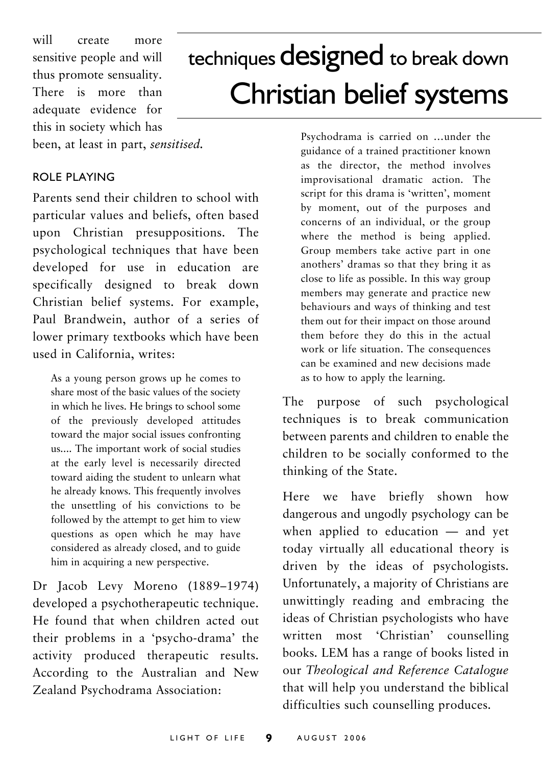will create more sensitive people and will thus promote sensuality. There is more than adequate evidence for this in society which has been, at least in part, *sensitised.*

## techniques designed to break down Christian belief systems

### ROLE PLAYING

Parents send their children to school with particular values and beliefs, often based upon Christian presuppositions. The psychological techniques that have been developed for use in education are specifically designed to break down Christian belief systems. For example, Paul Brandwein, author of a series of lower primary textbooks which have been used in California, writes:

> As a young person grows up he comes to share most of the basic values of the society in which he lives. He brings to school some of the previously developed attitudes toward the major social issues confronting us.... The important work of social studies at the early level is necessarily directed toward aiding the student to unlearn what he already knows. This frequently involves the unsettling of his convictions to be followed by the attempt to get him to view questions as open which he may have considered as already closed, and to guide him in acquiring a new perspective.

Dr Jacob Levy Moreno (1889–1974) developed a psychotherapeutic technique. He found that when children acted out their problems in a 'psycho-drama' the activity produced therapeutic results. According to the Australian and New Zealand Psychodrama Association:

> Psychodrama is carried on ...under the guidance of a trained practitioner known as the director, the method involves improvisational dramatic action. The script for this drama is 'written', moment by moment, out of the purposes and concerns of an individual, or the group where the method is being applied. Group members take active part in one anothers' dramas so that they bring it as close to life as possible. In this way group members may generate and practice new behaviours and ways of thinking and test them out for their impact on those around them before they do this in the actual work or life situation. The consequences can be examined and new decisions made as to how to apply the learning.

The purpose of such psychological techniques is to break communication between parents and children to enable the children to be socially conformed to the thinking of the State.

Here we have briefly shown how dangerous and ungodly psychology can be when applied to education — and yet today virtually all educational theory is driven by the ideas of psychologists. Unfortunately, a majority of Christians are unwittingly reading and embracing the ideas of Christian psychologists who have written most 'Christian' counselling books. LEM has a range of books listed in our *Theological and Reference Catalogue* that will help you understand the biblical difficulties such counselling produces.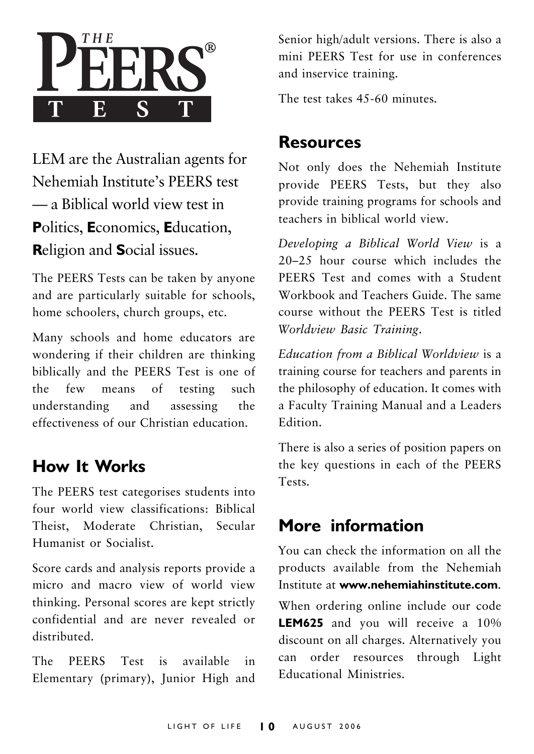# THE PEERS® TEST

LEM are the Australian agents for Nehemiah Institute's PEERS test — a Biblical world view test in **P**olitics, **E**conomics, **E**ducation, **R**eligion and **S**ocial issues.

The PEERS Tests can be taken by anyone and are particularly suitable for schools, home schoolers, church groups, etc.

Many schools and home educators are wondering if their children are thinking biblically and the PEERS Test is one of the few means of testing such understanding and assessing the effectiveness of our Christian education.

## How It Works

The PEERS test categorises students into four world view classifications: Biblical Theist, Moderate Christian, Secular Humanist or Socialist.

Score cards and analysis reports provide a micro and macro view of world view thinking. Personal scores are kept strictly confidential and are never revealed or distributed.

The PEERS Test is available in Elementary (primary), Junior High and Senior high/adult versions. There is also a mini PEERS Test for use in conferences and inservice training.

The test takes 45-60 minutes.

## Resources

Not only does the Nehemiah Institute provide PEERS Tests, but they also provide training programs for schools and teachers in biblical world view.

*Developing a Biblical World View* is a 20–25 hour course which includes the PEERS Test and comes with a Student Workbook and Teachers Guide. The same course without the PEERS Test is titled *Worldview Basic Training*.

*Education from a Biblical Worldview* is a training course for teachers and parents in the philosophy of education. It comes with a Faculty Training Manual and a Leaders Edition.

There is also a series of position papers on the key questions in each of the PEERS Tests.

## More information

You can check the information on all the products available from the Nehemiah Institute at **www.nehemiahinstitute.com**.

When ordering online include our code **LEM625** and you will receive a 10% discount on all charges. Alternatively you can order resources through Light Educational Ministries.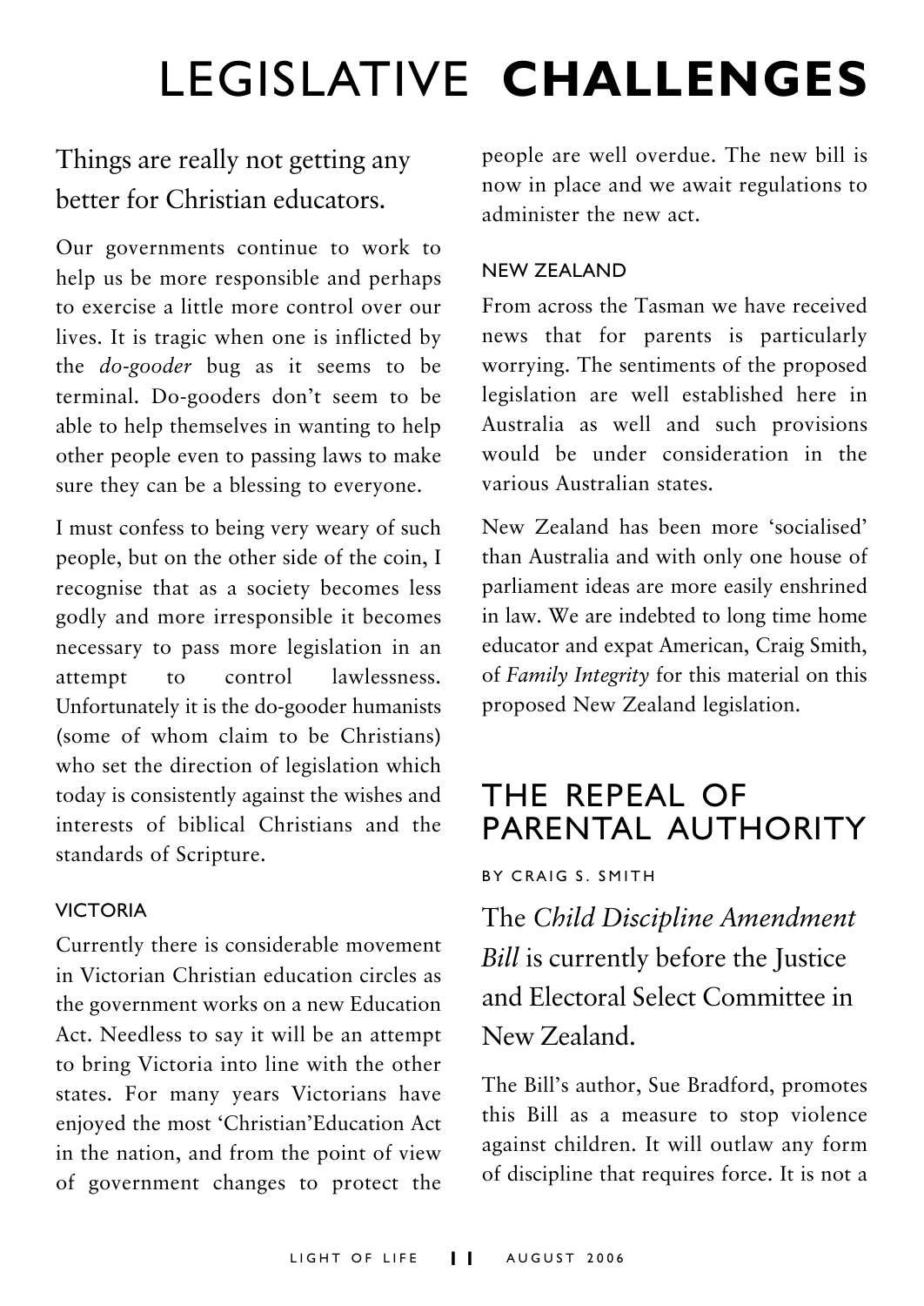# LEGISLATIVE **CHALLENGES**

Things are really not getting any better for Christian educators.

Our governments continue to work to help us be more responsible and perhaps to exercise a little more control over our lives. It is tragic when one is inflicted by the *do-gooder* bug as it seems to be terminal. Do-gooders don't seem to be able to help themselves in wanting to help other people even to passing laws to make sure they can be a blessing to everyone.

I must confess to being very weary of such people, but on the other side of the coin, I recognise that as a society becomes less godly and more irresponsible it becomes necessary to pass more legislation in an attempt to control lawlessness. Unfortunately it is the do-gooder humanists (some of whom claim to be Christians) who set the direction of legislation which today is consistently against the wishes and interests of biblical Christians and the standards of Scripture.

### VICTORIA

Currently there is considerable movement in Victorian Christian education circles as the government works on a new Education Act. Needless to say it will be an attempt to bring Victoria into line with the other states. For many years Victorians have enjoyed the most 'Christian'Education Act in the nation, and from the point of view of government changes to protect the people are well overdue. The new bill is now in place and we await regulations to administer the new act.

### NEW ZEALAND

From across the Tasman we have received news that for parents is particularly worrying. The sentiments of the proposed legislation are well established here in Australia as well and such provisions would be under consideration in the various Australian states.

New Zealand has been more 'socialised' than Australia and with only one house of parliament ideas are more easily enshrined in law. We are indebted to long time home educator and expat American, Craig Smith, of *Family Integrity* for this material on this proposed New Zealand legislation.

## THE REPEAL OF PARENTAL AUTHORITY

BY CRAIG S. SMITH

The *Child Discipline Amendment Bill* is currently before the Justice and Electoral Select Committee in New Zealand.

The Bill's author, Sue Bradford, promotes this Bill as a measure to stop violence against children. It will outlaw any form of discipline that requires force. It is not a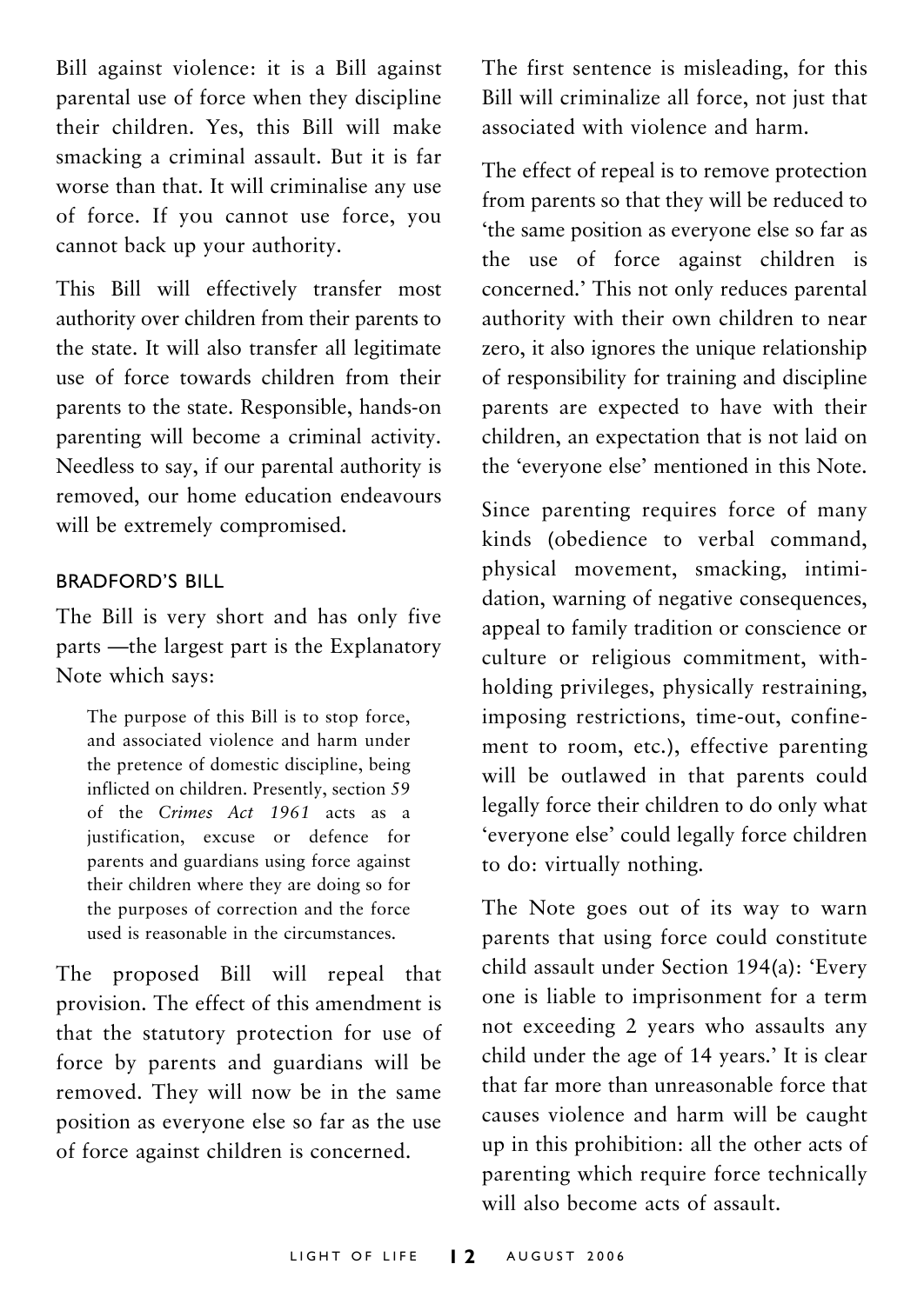Bill against violence: it is a Bill against parental use of force when they discipline their children. Yes, this Bill will make smacking a criminal assault. But it is far worse than that. It will criminalise any use of force. If you cannot use force, you cannot back up your authority.

This Bill will effectively transfer most authority over children from their parents to the state. It will also transfer all legitimate use of force towards children from their parents to the state. Responsible, hands-on parenting will become a criminal activity. Needless to say, if our parental authority is removed, our home education endeavours will be extremely compromised.

### BRADFORD'S BILL

The Bill is very short and has only five parts —the largest part is the Explanatory Note which says:

> The purpose of this Bill is to stop force, and associated violence and harm under the pretence of domestic discipline, being inflicted on children. Presently, section 59 of the *Crimes Act 1961* acts as a justification, excuse or defence for parents and guardians using force against their children where they are doing so for the purposes of correction and the force used is reasonable in the circumstances.

The proposed Bill will repeal that provision. The effect of this amendment is that the statutory protection for use of force by parents and guardians will be removed. They will now be in the same position as everyone else so far as the use of force against children is concerned.

The first sentence is misleading, for this Bill will criminalize all force, not just that associated with violence and harm.

The effect of repeal is to remove protection from parents so that they will be reduced to 'the same position as everyone else so far as the use of force against children is concerned.' This not only reduces parental authority with their own children to near zero, it also ignores the unique relationship of responsibility for training and discipline parents are expected to have with their children, an expectation that is not laid on the 'everyone else' mentioned in this Note.

Since parenting requires force of many kinds (obedience to verbal command, physical movement, smacking, intimidation, warning of negative consequences, appeal to family tradition or conscience or culture or religious commitment, withholding privileges, physically restraining, imposing restrictions, time-out, confinement to room, etc.), effective parenting will be outlawed in that parents could legally force their children to do only what 'everyone else' could legally force children to do: virtually nothing.

The Note goes out of its way to warn parents that using force could constitute child assault under Section 194(a): 'Every one is liable to imprisonment for a term not exceeding 2 years who assaults any child under the age of 14 years.' It is clear that far more than unreasonable force that causes violence and harm will be caught up in this prohibition: all the other acts of parenting which require force technically will also become acts of assault.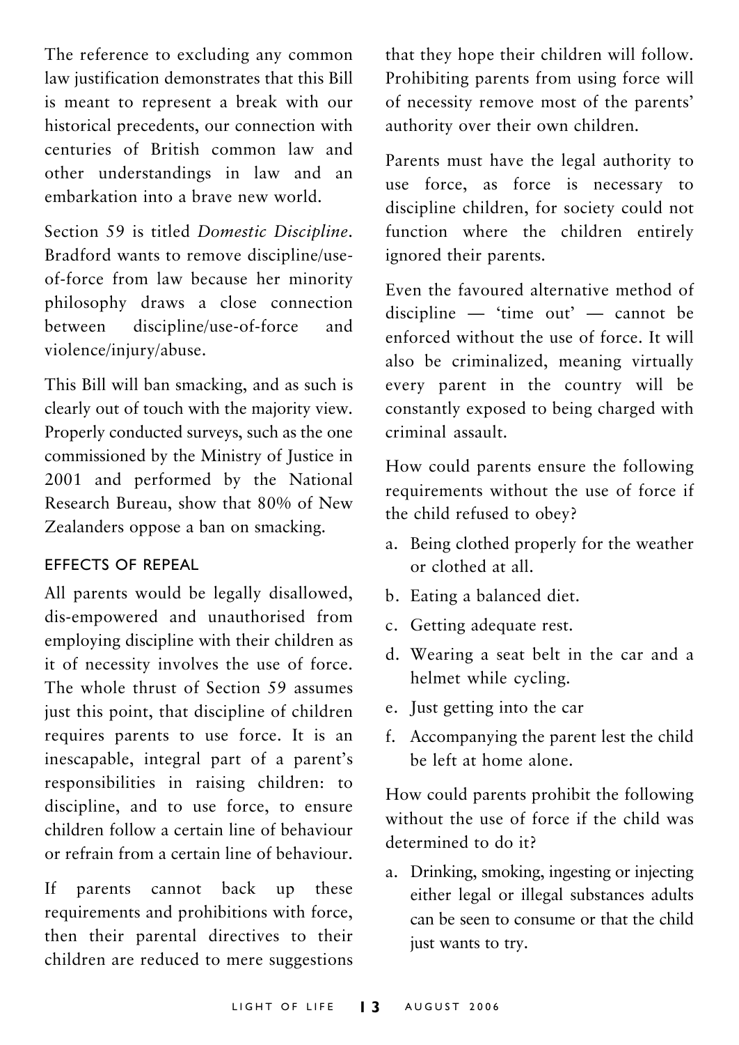The reference to excluding any common law justification demonstrates that this Bill is meant to represent a break with our historical precedents, our connection with centuries of British common law and other understandings in law and an embarkation into a brave new world.

Section 59 is titled *Domestic Discipline*. Bradford wants to remove discipline/use-of-force from law because her minority philosophy draws a close connection between discipline/use-of-force and violence/injury/abuse.

This Bill will ban smacking, and as such is clearly out of touch with the majority view. Properly conducted surveys, such as the one commissioned by the Ministry of Justice in 2001 and performed by the National Research Bureau, show that 80% of New Zealanders oppose a ban on smacking.

### EFFECTS OF REPEAL

All parents would be legally disallowed, dis-empowered and unauthorised from employing discipline with their children as it of necessity involves the use of force. The whole thrust of Section 59 assumes just this point, that discipline of children requires parents to use force. It is an inescapable, integral part of a parent's responsibilities in raising children: to discipline, and to use force, to ensure children follow a certain line of behaviour or refrain from a certain line of behaviour.

If parents cannot back up these requirements and prohibitions with force, then their parental directives to their children are reduced to mere suggestions that they hope their children will follow. Prohibiting parents from using force will of necessity remove most of the parents' authority over their own children.

Parents must have the legal authority to use force, as force is necessary to discipline children, for society could not function where the children entirely ignored their parents.

Even the favoured alternative method of discipline — 'time out' — cannot be enforced without the use of force. It will also be criminalized, meaning virtually every parent in the country will be constantly exposed to being charged with criminal assault.

How could parents ensure the following requirements without the use of force if the child refused to obey?

a. Being clothed properly for the weather or clothed at all.
b. Eating a balanced diet.
c. Getting adequate rest.
d. Wearing a seat belt in the car and a helmet while cycling.
e. Just getting into the car
f. Accompanying the parent lest the child be left at home alone.

How could parents prohibit the following without the use of force if the child was determined to do it?

a. Drinking, smoking, ingesting or injecting either legal or illegal substances adults can be seen to consume or that the child just wants to try.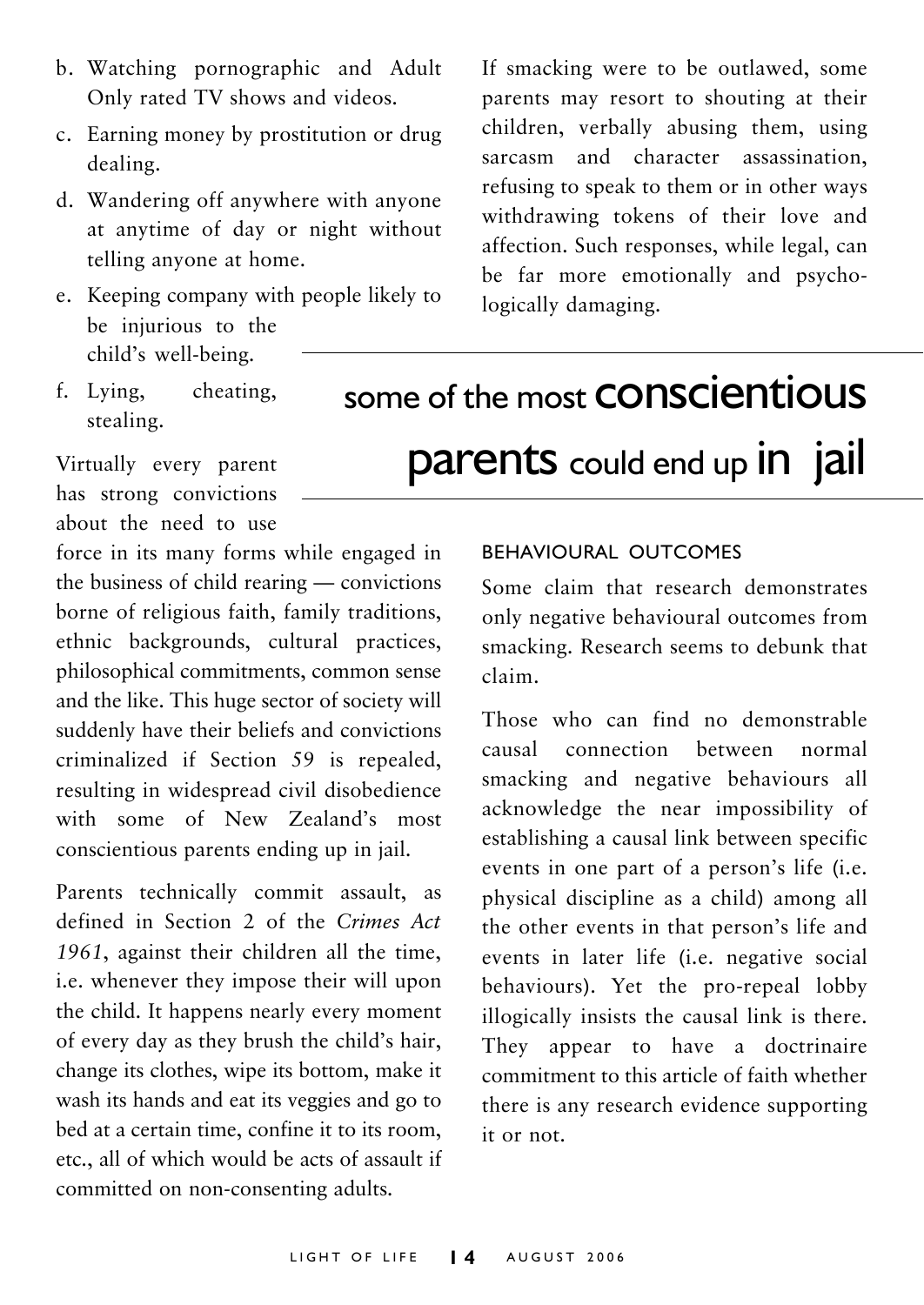b. Watching pornographic and Adult Only rated TV shows and videos.

c. Earning money by prostitution or drug dealing.

d. Wandering off anywhere with anyone at anytime of day or night without telling anyone at home.

e. Keeping company with people likely to be injurious to the child's well-being.

f. Lying, cheating, stealing.

Virtually every parent has strong convictions about the need to use force in its many forms while engaged in the business of child rearing — convictions borne of religious faith, family traditions, ethnic backgrounds, cultural practices, philosophical commitments, common sense and the like. This huge sector of society will suddenly have their beliefs and convictions criminalized if Section 59 is repealed, resulting in widespread civil disobedience with some of New Zealand's most conscientious parents ending up in jail.

Parents technically commit assault, as defined in Section 2 of the *Crimes Act 1961*, against their children all the time, i.e. whenever they impose their will upon the child. It happens nearly every moment of every day as they brush the child's hair, change its clothes, wipe its bottom, make it wash its hands and eat its veggies and go to bed at a certain time, confine it to its room, etc., all of which would be acts of assault if committed on non-consenting adults.

If smacking were to be outlawed, some parents may resort to shouting at their children, verbally abusing them, using sarcasm and character assassination, refusing to speak to them or in other ways withdrawing tokens of their love and affection. Such responses, while legal, can be far more emotionally and psychologically damaging.

> some of the most **conscientious parents** could end up **in jail**

### BEHAVIOURAL OUTCOMES

Some claim that research demonstrates only negative behavioural outcomes from smacking. Research seems to debunk that claim.

Those who can find no demonstrable causal connection between normal smacking and negative behaviours all acknowledge the near impossibility of establishing a causal link between specific events in one part of a person's life (i.e. physical discipline as a child) among all the other events in that person's life and events in later life (i.e. negative social behaviours). Yet the pro-repeal lobby illogically insists the causal link is there. They appear to have a doctrinaire commitment to this article of faith whether there is any research evidence supporting it or not.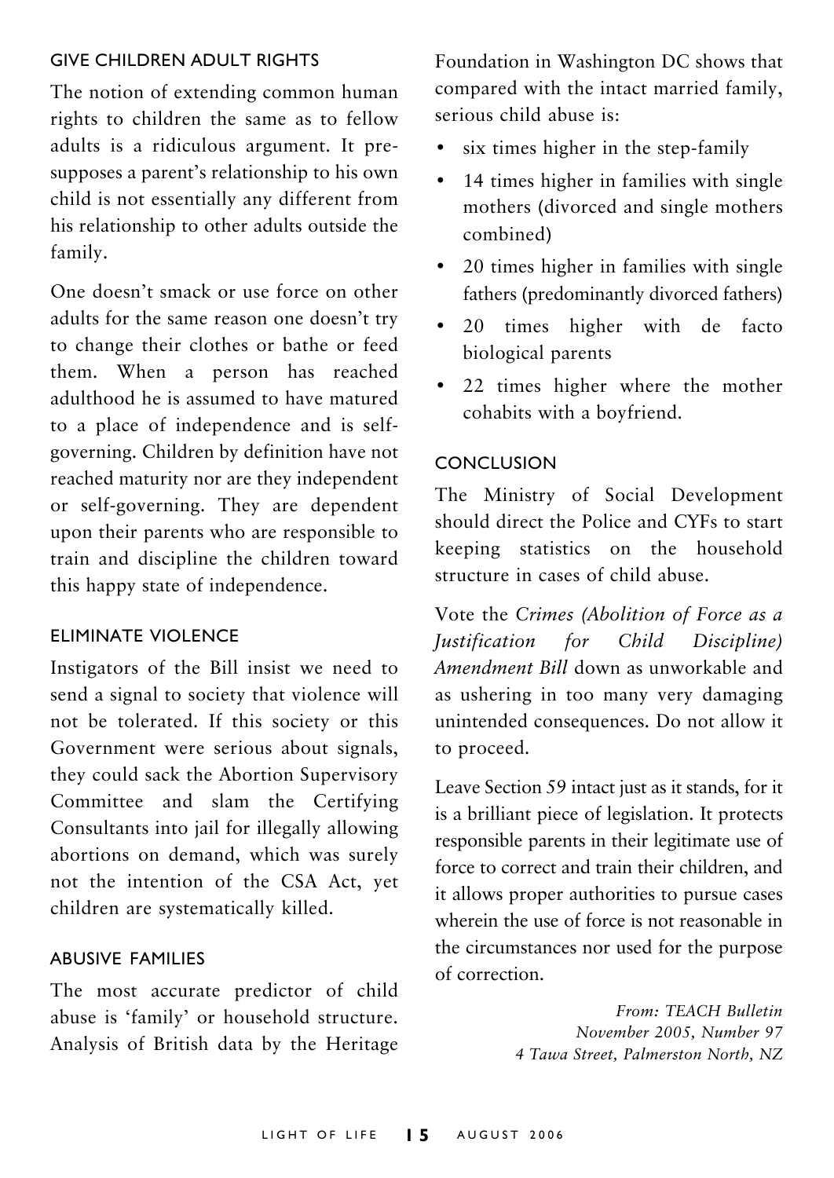## GIVE CHILDREN ADULT RIGHTS

The notion of extending common human rights to children the same as to fellow adults is a ridiculous argument. It presupposes a parent's relationship to his own child is not essentially any different from his relationship to other adults outside the family.

One doesn't smack or use force on other adults for the same reason one doesn't try to change their clothes or bathe or feed them. When a person has reached adulthood he is assumed to have matured to a place of independence and is self-governing. Children by definition have not reached maturity nor are they independent or self-governing. They are dependent upon their parents who are responsible to train and discipline the children toward this happy state of independence.

## ELIMINATE VIOLENCE

Instigators of the Bill insist we need to send a signal to society that violence will not be tolerated. If this society or this Government were serious about signals, they could sack the Abortion Supervisory Committee and slam the Certifying Consultants into jail for illegally allowing abortions on demand, which was surely not the intention of the CSA Act, yet children are systematically killed.

## ABUSIVE FAMILIES

The most accurate predictor of child abuse is 'family' or household structure. Analysis of British data by the Heritage Foundation in Washington DC shows that compared with the intact married family, serious child abuse is:

- six times higher in the step-family
- 14 times higher in families with single mothers (divorced and single mothers combined)
- 20 times higher in families with single fathers (predominantly divorced fathers)
- 20 times higher with de facto biological parents
- 22 times higher where the mother cohabits with a boyfriend.

## CONCLUSION

The Ministry of Social Development should direct the Police and CYFs to start keeping statistics on the household structure in cases of child abuse.

Vote the *Crimes (Abolition of Force as a Justification for Child Discipline) Amendment Bill* down as unworkable and as ushering in too many very damaging unintended consequences. Do not allow it to proceed.

Leave Section 59 intact just as it stands, for it is a brilliant piece of legislation. It protects responsible parents in their legitimate use of force to correct and train their children, and it allows proper authorities to pursue cases wherein the use of force is not reasonable in the circumstances nor used for the purpose of correction.

*From: TEACH Bulletin*
*November 2005, Number 97*
*4 Tawa Street, Palmerston North, NZ*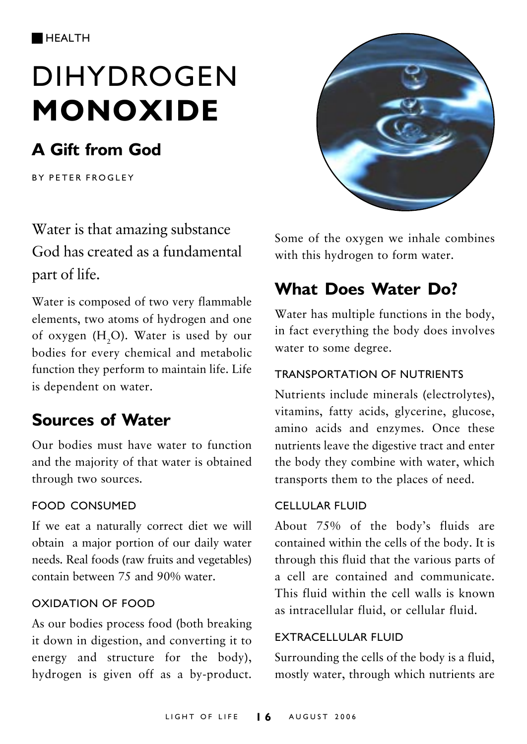HEALTH

# DIHYDROGEN **MONOXIDE**

## A Gift from God

BY PETER FROGLEY

Water is that amazing substance God has created as a fundamental part of life.

Water is composed of two very flammable elements, two atoms of hydrogen and one of oxygen ($H_2O$). Water is used by our bodies for every chemical and metabolic function they perform to maintain life. Life is dependent on water.

## Sources of Water

Our bodies must have water to function and the majority of that water is obtained through two sources.

### FOOD CONSUMED

If we eat a naturally correct diet we will obtain a major portion of our daily water needs. Real foods (raw fruits and vegetables) contain between 75 and 90% water.

### OXIDATION OF FOOD

As our bodies process food (both breaking it down in digestion, and converting it to energy and structure for the body), hydrogen is given off as a by-product. Some of the oxygen we inhale combines with this hydrogen to form water.

## What Does Water Do?

Water has multiple functions in the body, in fact everything the body does involves water to some degree.

### TRANSPORTATION OF NUTRIENTS

Nutrients include minerals (electrolytes), vitamins, fatty acids, glycerine, glucose, amino acids and enzymes. Once these nutrients leave the digestive tract and enter the body they combine with water, which transports them to the places of need.

### CELLULAR FLUID

About 75% of the body's fluids are contained within the cells of the body. It is through this fluid that the various parts of a cell are contained and communicate. This fluid within the cell walls is known as intracellular fluid, or cellular fluid.

### EXTRACELLULAR FLUID

Surrounding the cells of the body is a fluid, mostly water, through which nutrients are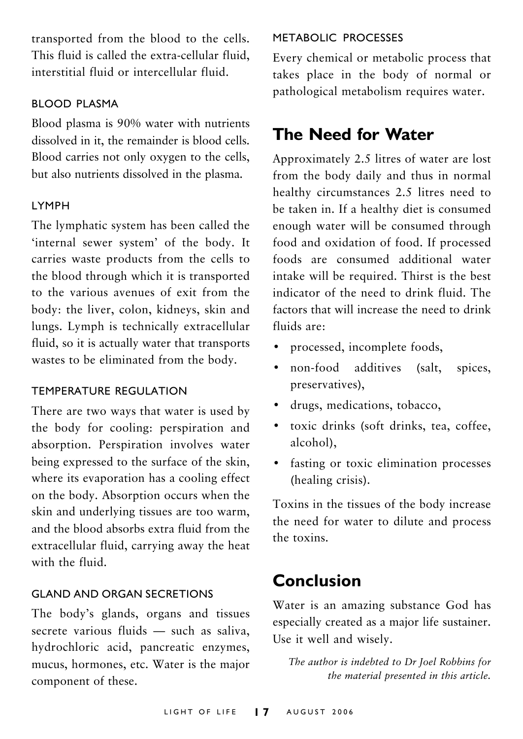transported from the blood to the cells. This fluid is called the extra-cellular fluid, interstitial fluid or intercellular fluid.

### BLOOD PLASMA

Blood plasma is 90% water with nutrients dissolved in it, the remainder is blood cells. Blood carries not only oxygen to the cells, but also nutrients dissolved in the plasma.

### LYMPH

The lymphatic system has been called the 'internal sewer system' of the body. It carries waste products from the cells to the blood through which it is transported to the various avenues of exit from the body: the liver, colon, kidneys, skin and lungs. Lymph is technically extracellular fluid, so it is actually water that transports wastes to be eliminated from the body.

### TEMPERATURE REGULATION

There are two ways that water is used by the body for cooling: perspiration and absorption. Perspiration involves water being expressed to the surface of the skin, where its evaporation has a cooling effect on the body. Absorption occurs when the skin and underlying tissues are too warm, and the blood absorbs extra fluid from the extracellular fluid, carrying away the heat with the fluid.

### GLAND AND ORGAN SECRETIONS

The body's glands, organs and tissues secrete various fluids — such as saliva, hydrochloric acid, pancreatic enzymes, mucus, hormones, etc. Water is the major component of these.

### METABOLIC PROCESSES

Every chemical or metabolic process that takes place in the body of normal or pathological metabolism requires water.

## The Need for Water

Approximately 2.5 litres of water are lost from the body daily and thus in normal healthy circumstances 2.5 litres need to be taken in. If a healthy diet is consumed enough water will be consumed through food and oxidation of food. If processed foods are consumed additional water intake will be required. Thirst is the best indicator of the need to drink fluid. The factors that will increase the need to drink fluids are:

- processed, incomplete foods,
- non-food additives (salt, spices, preservatives),
- drugs, medications, tobacco,
- toxic drinks (soft drinks, tea, coffee, alcohol),
- fasting or toxic elimination processes (healing crisis).

Toxins in the tissues of the body increase the need for water to dilute and process the toxins.

## Conclusion

Water is an amazing substance God has especially created as a major life sustainer. Use it well and wisely.

*The author is indebted to Dr Joel Robbins for the material presented in this article.*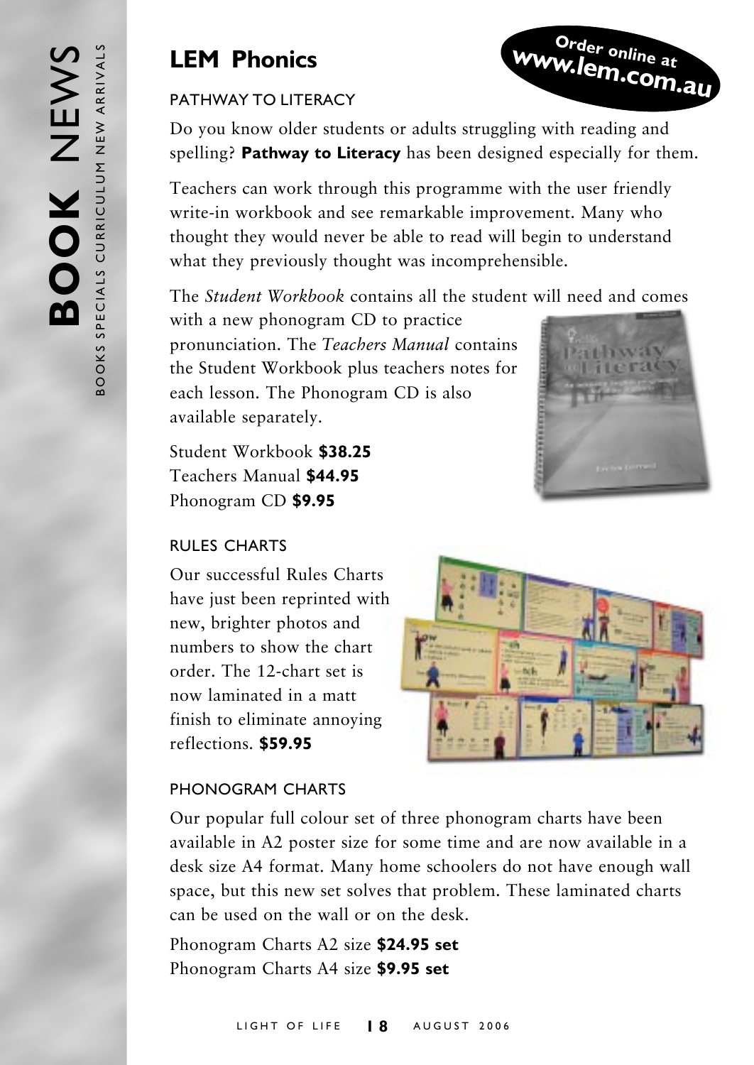# LEM Phonics

**Order online at www.lem.com.au**

## PATHWAY TO LITERACY

Do you know older students or adults struggling with reading and spelling? **Pathway to Literacy** has been designed especially for them.

Teachers can work through this programme with the user friendly write-in workbook and see remarkable improvement. Many who thought they would never be able to read will begin to understand what they previously thought was incomprehensible.

The *Student Workbook* contains all the student will need and comes with a new phonogram CD to practice pronunciation. The *Teachers Manual* contains the Student Workbook plus teachers notes for each lesson. The Phonogram CD is also available separately.

Student Workbook **$38.25**
Teachers Manual **$44.95**
Phonogram CD **$9.95**

## RULES CHARTS

Our successful Rules Charts have just been reprinted with new, brighter photos and numbers to show the chart order. The 12-chart set is now laminated in a matt finish to eliminate annoying reflections. **$59.95**

## PHONOGRAM CHARTS

Our popular full colour set of three phonogram charts have been available in A2 poster size for some time and are now available in a desk size A4 format. Many home schoolers do not have enough wall space, but this new set solves that problem. These laminated charts can be used on the wall or on the desk.

Phonogram Charts A2 size **$24.95 set**
Phonogram Charts A4 size **$9.95 set**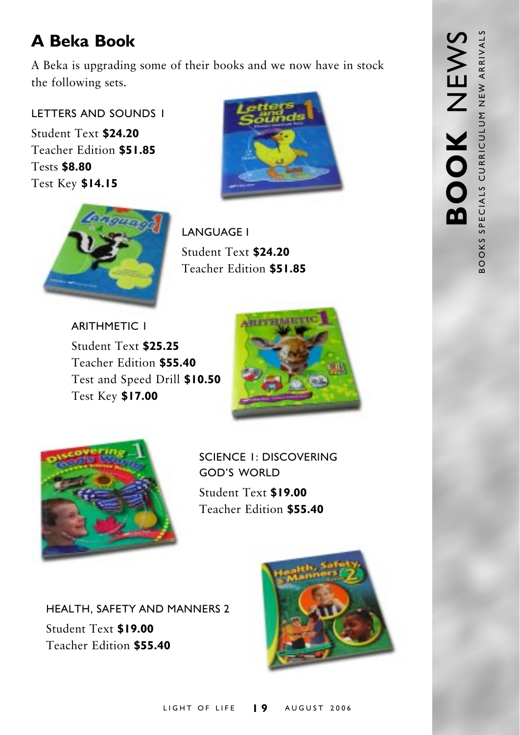## A Beka Book

A Beka is upgrading some of their books and we now have in stock the following sets.

LETTERS AND SOUNDS 1

Student Text **$24.20**
Teacher Edition **$51.85**
Tests **$8.80**
Test Key **$14.15**

LANGUAGE 1

Student Text **$24.20**
Teacher Edition **$51.85**

ARITHMETIC 1

Student Text **$25.25**
Teacher Edition **$55.40**
Test and Speed Drill **$10.50**
Test Key **$17.00**

SCIENCE 1: DISCOVERING GOD'S WORLD

Student Text **$19.00**
Teacher Edition **$55.40**

HEALTH, SAFETY AND MANNERS 2

Student Text **$19.00**
Teacher Edition **$55.40**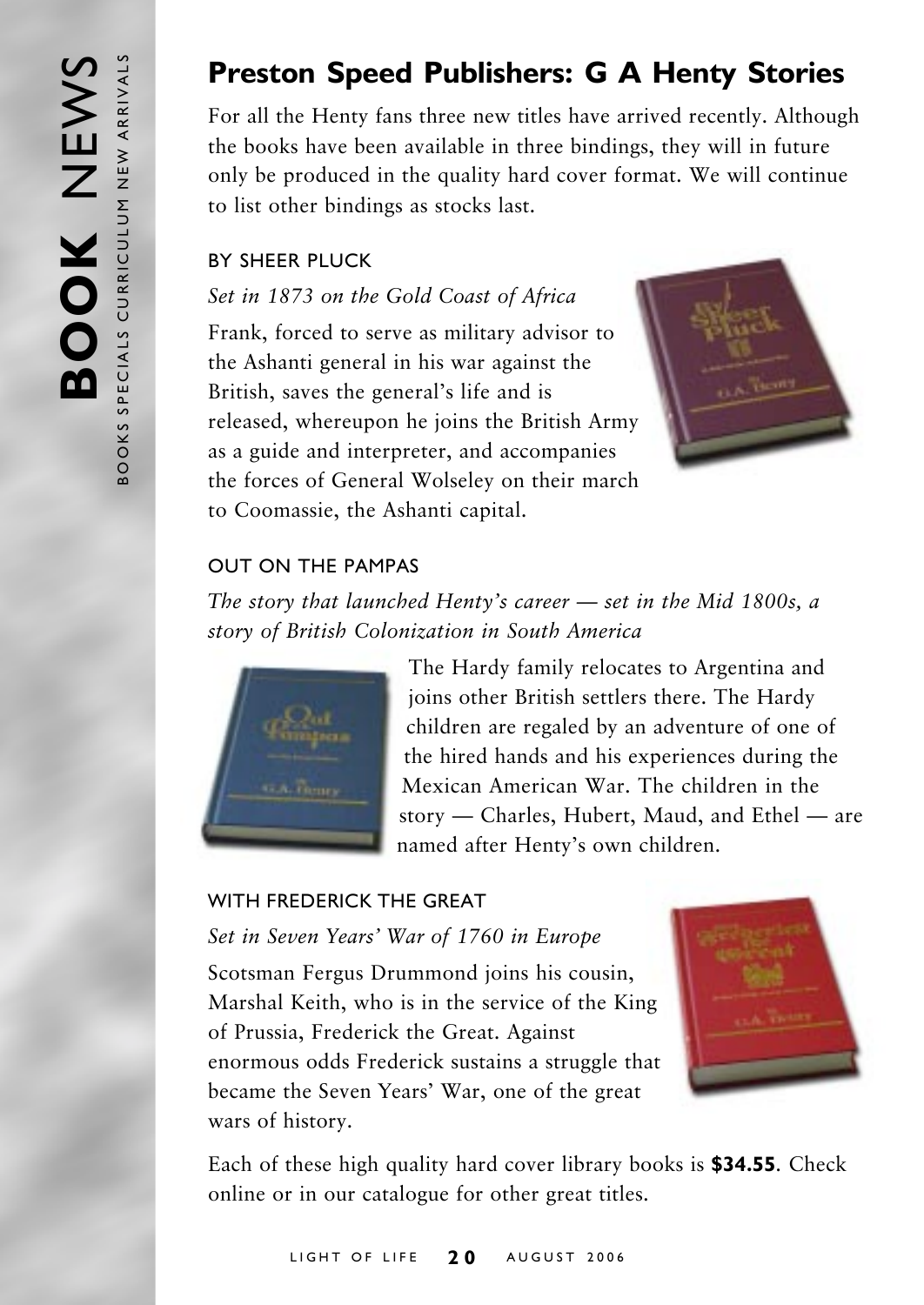## Preston Speed Publishers: G A Henty Stories

For all the Henty fans three new titles have arrived recently. Although the books have been available in three bindings, they will in future only be produced in the quality hard cover format. We will continue to list other bindings as stocks last.

### BY SHEER PLUCK

*Set in 1873 on the Gold Coast of Africa*

Frank, forced to serve as military advisor to the Ashanti general in his war against the British, saves the general's life and is released, whereupon he joins the British Army as a guide and interpreter, and accompanies the forces of General Wolseley on their march to Coomassie, the Ashanti capital.

### OUT ON THE PAMPAS

*The story that launched Henty's career — set in the Mid 1800s, a story of British Colonization in South America*

The Hardy family relocates to Argentina and joins other British settlers there. The Hardy children are regaled by an adventure of one of the hired hands and his experiences during the Mexican American War. The children in the story — Charles, Hubert, Maud, and Ethel — are named after Henty's own children.

### WITH FREDERICK THE GREAT

*Set in Seven Years' War of 1760 in Europe*

Scotsman Fergus Drummond joins his cousin, Marshal Keith, who is in the service of the King of Prussia, Frederick the Great. Against enormous odds Frederick sustains a struggle that became the Seven Years' War, one of the great wars of history.

Each of these high quality hard cover library books is **$34.55**. Check online or in our catalogue for other great titles.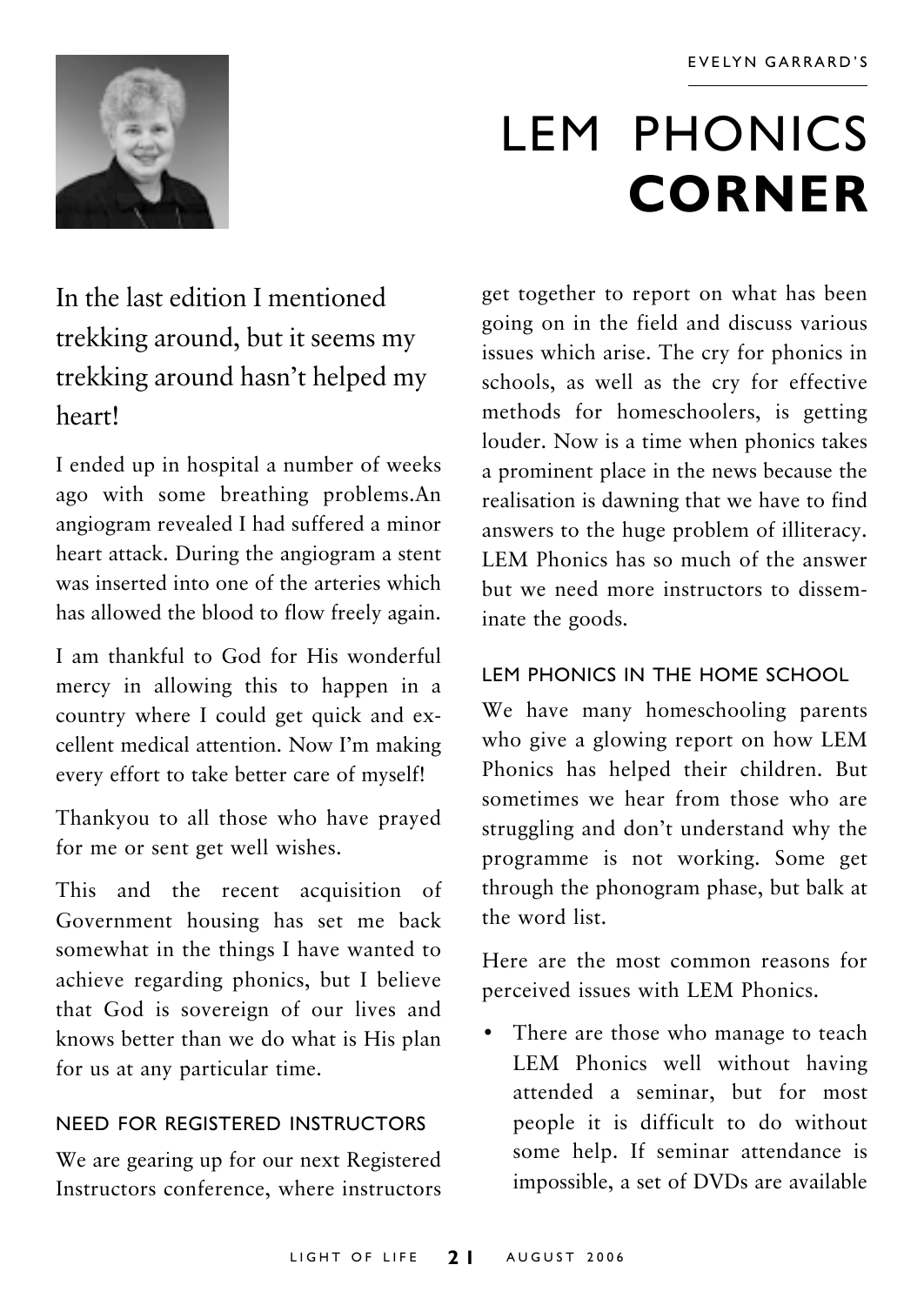EVELYN GARRARD'S

# LEM PHONICS **CORNER**

In the last edition I mentioned trekking around, but it seems my trekking around hasn't helped my heart!

I ended up in hospital a number of weeks ago with some breathing problems.An angiogram revealed I had suffered a minor heart attack. During the angiogram a stent was inserted into one of the arteries which has allowed the blood to flow freely again.

I am thankful to God for His wonderful mercy in allowing this to happen in a country where I could get quick and excellent medical attention. Now I'm making every effort to take better care of myself!

Thankyou to all those who have prayed for me or sent get well wishes.

This and the recent acquisition of Government housing has set me back somewhat in the things I have wanted to achieve regarding phonics, but I believe that God is sovereign of our lives and knows better than we do what is His plan for us at any particular time.

## NEED FOR REGISTERED INSTRUCTORS

We are gearing up for our next Registered Instructors conference, where instructors get together to report on what has been going on in the field and discuss various issues which arise. The cry for phonics in schools, as well as the cry for effective methods for homeschoolers, is getting louder. Now is a time when phonics takes a prominent place in the news because the realisation is dawning that we have to find answers to the huge problem of illiteracy. LEM Phonics has so much of the answer but we need more instructors to disseminate the goods.

## LEM PHONICS IN THE HOME SCHOOL

We have many homeschooling parents who give a glowing report on how LEM Phonics has helped their children. But sometimes we hear from those who are struggling and don't understand why the programme is not working. Some get through the phonogram phase, but balk at the word list.

Here are the most common reasons for perceived issues with LEM Phonics.

- There are those who manage to teach LEM Phonics well without having attended a seminar, but for most people it is difficult to do without some help. If seminar attendance is impossible, a set of DVDs are available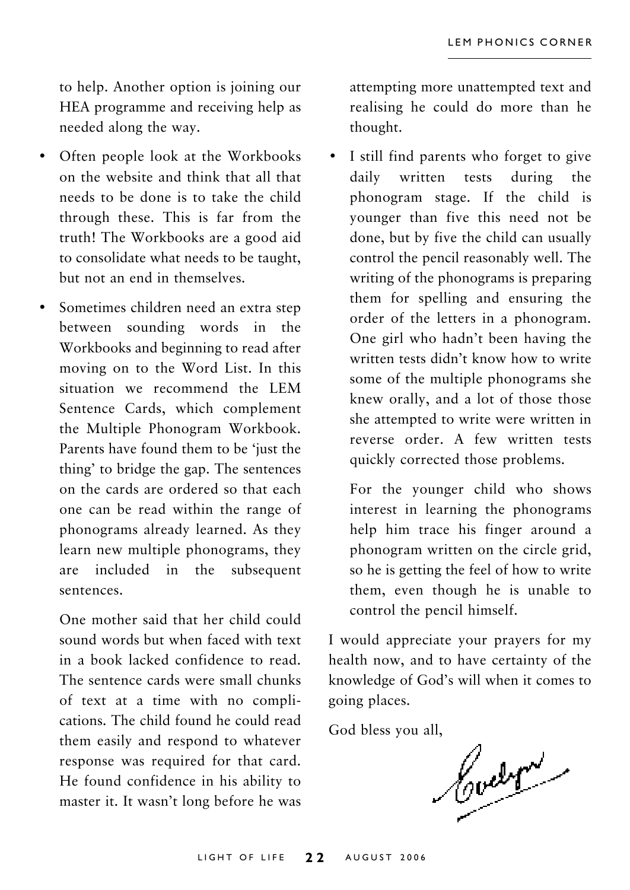to help. Another option is joining our HEA programme and receiving help as needed along the way.

- Often people look at the Workbooks on the website and think that all that needs to be done is to take the child through these. This is far from the truth! The Workbooks are a good aid to consolidate what needs to be taught, but not an end in themselves.

- Sometimes children need an extra step between sounding words in the Workbooks and beginning to read after moving on to the Word List. In this situation we recommend the LEM Sentence Cards, which complement the Multiple Phonogram Workbook. Parents have found them to be 'just the thing' to bridge the gap. The sentences on the cards are ordered so that each one can be read within the range of phonograms already learned. As they learn new multiple phonograms, they are included in the subsequent sentences.

  One mother said that her child could sound words but when faced with text in a book lacked confidence to read. The sentence cards were small chunks of text at a time with no complications. The child found he could read them easily and respond to whatever response was required for that card. He found confidence in his ability to master it. It wasn't long before he was attempting more unattempted text and realising he could do more than he thought.

- I still find parents who forget to give daily written tests during the phonogram stage. If the child is younger than five this need not be done, but by five the child can usually control the pencil reasonably well. The writing of the phonograms is preparing them for spelling and ensuring the order of the letters in a phonogram. One girl who hadn't been having the written tests didn't know how to write some of the multiple phonograms she knew orally, and a lot of those those she attempted to write were written in reverse order. A few written tests quickly corrected those problems.

  For the younger child who shows interest in learning the phonograms help him trace his finger around a phonogram written on the circle grid, so he is getting the feel of how to write them, even though he is unable to control the pencil himself.

I would appreciate your prayers for my health now, and to have certainty of the knowledge of God's will when it comes to going places.

God bless you all,

Evelyn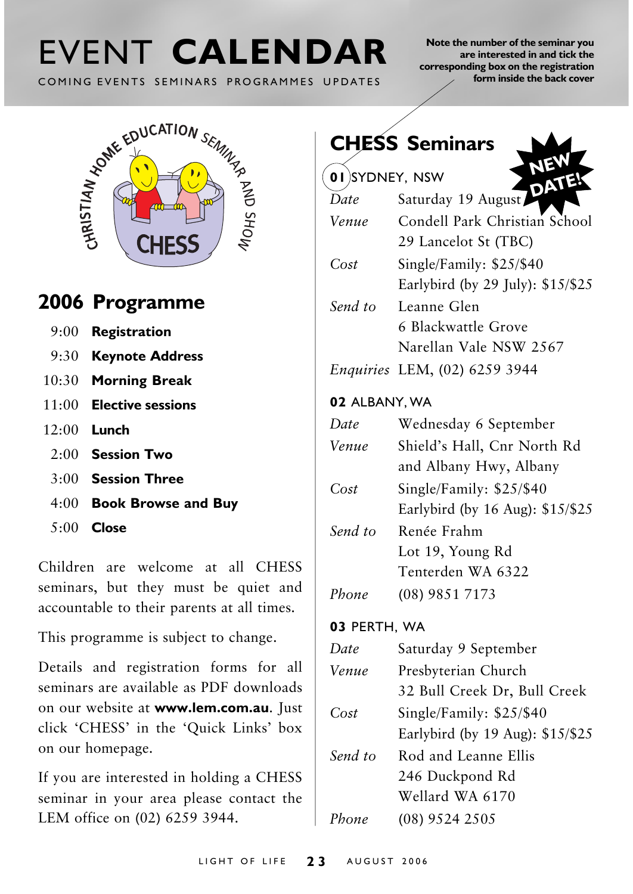# EVENT **CALENDAR**

COMING EVENTS SEMINARS PROGRAMMES UPDATES

**Note the number of the seminar you are interested in and tick the corresponding box on the registration form inside the back cover**

CHRISTIAN HOME EDUCATION SEMINAR AND SHOW

CHESS

## 2006 Programme

| | |
|---|---|
| 9:00 | **Registration** |
| 9:30 | **Keynote Address** |
| 10:30 | **Morning Break** |
| 11:00 | **Elective sessions** |
| 12:00 | **Lunch** |
| 2:00 | **Session Two** |
| 3:00 | **Session Three** |
| 4:00 | **Book Browse and Buy** |
| 5:00 | **Close** |

Children are welcome at all CHESS seminars, but they must be quiet and accountable to their parents at all times.

This programme is subject to change.

Details and registration forms for all seminars are available as PDF downloads on our website at **www.lem.com.au**. Just click 'CHESS' in the 'Quick Links' box on our homepage.

If you are interested in holding a CHESS seminar in your area please contact the LEM office on (02) 6259 3944.

## CHESS Seminars

**NEW DATE!**

### 01 SYDNEY, NSW

| | |
|---|---|
| *Date* | Saturday 19 August |
| *Venue* | Condell Park Christian School<br>29 Lancelot St (TBC) |
| *Cost* | Single/Family: $25/$40<br>Earlybird (by 29 July): $15/$25 |
| *Send to* | Leanne Glen<br>6 Blackwattle Grove<br>Narellan Vale NSW 2567 |
| *Enquiries* | LEM, (02) 6259 3944 |

### 02 ALBANY, WA

| | |
|---|---|
| *Date* | Wednesday 6 September |
| *Venue* | Shield's Hall, Cnr North Rd<br>and Albany Hwy, Albany |
| *Cost* | Single/Family: $25/$40<br>Earlybird (by 16 Aug): $15/$25 |
| *Send to* | Renée Frahm<br>Lot 19, Young Rd<br>Tenterden WA 6322 |
| *Phone* | (08) 9851 7173 |

### 03 PERTH, WA

| | |
|---|---|
| *Date* | Saturday 9 September |
| *Venue* | Presbyterian Church<br>32 Bull Creek Dr, Bull Creek |
| *Cost* | Single/Family: $25/$40<br>Earlybird (by 19 Aug): $15/$25 |
| *Send to* | Rod and Leanne Ellis<br>246 Duckpond Rd<br>Wellard WA 6170 |
| *Phone* | (08) 9524 2505 |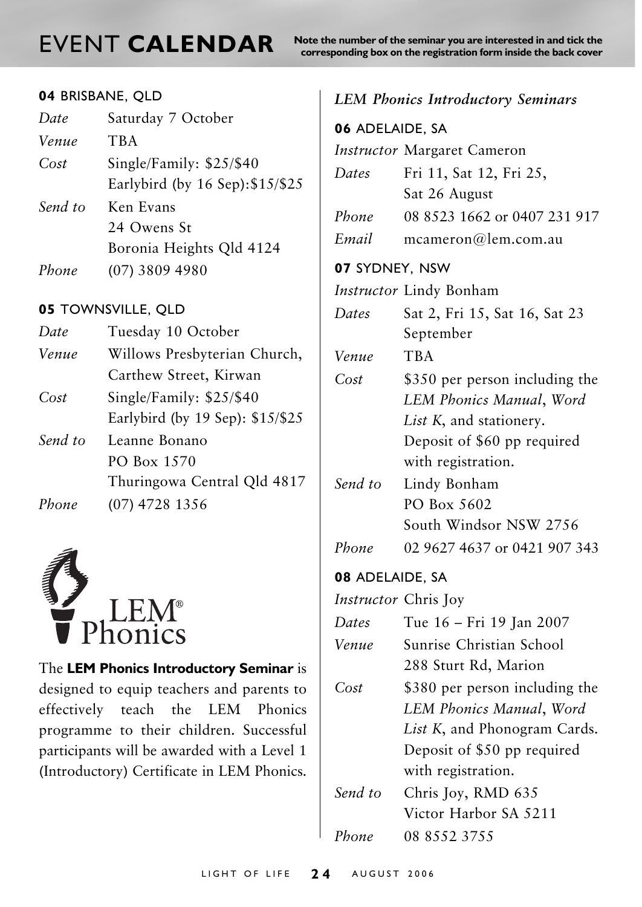# EVENT **CALENDAR**

**Note the number of the seminar you are interested in and tick the corresponding box on the registration form inside the back cover**

**04** BRISBANE, QLD

*Date* Saturday 7 October
*Venue* TBA
*Cost* Single/Family: $25/$40
Earlybird (by 16 Sep):$15/$25
*Send to* Ken Evans
24 Owens St
Boronia Heights Qld 4124
*Phone* (07) 3809 4980

**05** TOWNSVILLE, QLD

*Date* Tuesday 10 October
*Venue* Willows Presbyterian Church, Carthew Street, Kirwan
*Cost* Single/Family: $25/$40
Earlybird (by 19 Sep): $15/$25
*Send to* Leanne Bonano
PO Box 1570
Thuringowa Central Qld 4817
*Phone* (07) 4728 1356

LEM® Phonics

The **LEM Phonics Introductory Seminar** is designed to equip teachers and parents to effectively teach the LEM Phonics programme to their children. Successful participants will be awarded with a Level 1 (Introductory) Certificate in LEM Phonics.

*LEM Phonics Introductory Seminars*

**06** ADELAIDE, SA

*Instructor* Margaret Cameron
*Dates* Fri 11, Sat 12, Fri 25, Sat 26 August
*Phone* 08 8523 1662 or 0407 231 917
*Email* mcameron@lem.com.au

**07** SYDNEY, NSW

*Instructor* Lindy Bonham
*Dates* Sat 2, Fri 15, Sat 16, Sat 23 September
*Venue* TBA
*Cost* $350 per person including the *LEM Phonics Manual*, *Word List K*, and stationery. Deposit of $60 pp required with registration.
*Send to* Lindy Bonham
PO Box 5602
South Windsor NSW 2756
*Phone* 02 9627 4637 or 0421 907 343

**08** ADELAIDE, SA

*Instructor* Chris Joy
*Dates* Tue 16 – Fri 19 Jan 2007
*Venue* Sunrise Christian School
288 Sturt Rd, Marion
*Cost* $380 per person including the *LEM Phonics Manual*, *Word List K*, and Phonogram Cards. Deposit of $50 pp required with registration.
*Send to* Chris Joy, RMD 635
Victor Harbor SA 5211
*Phone* 08 8552 3755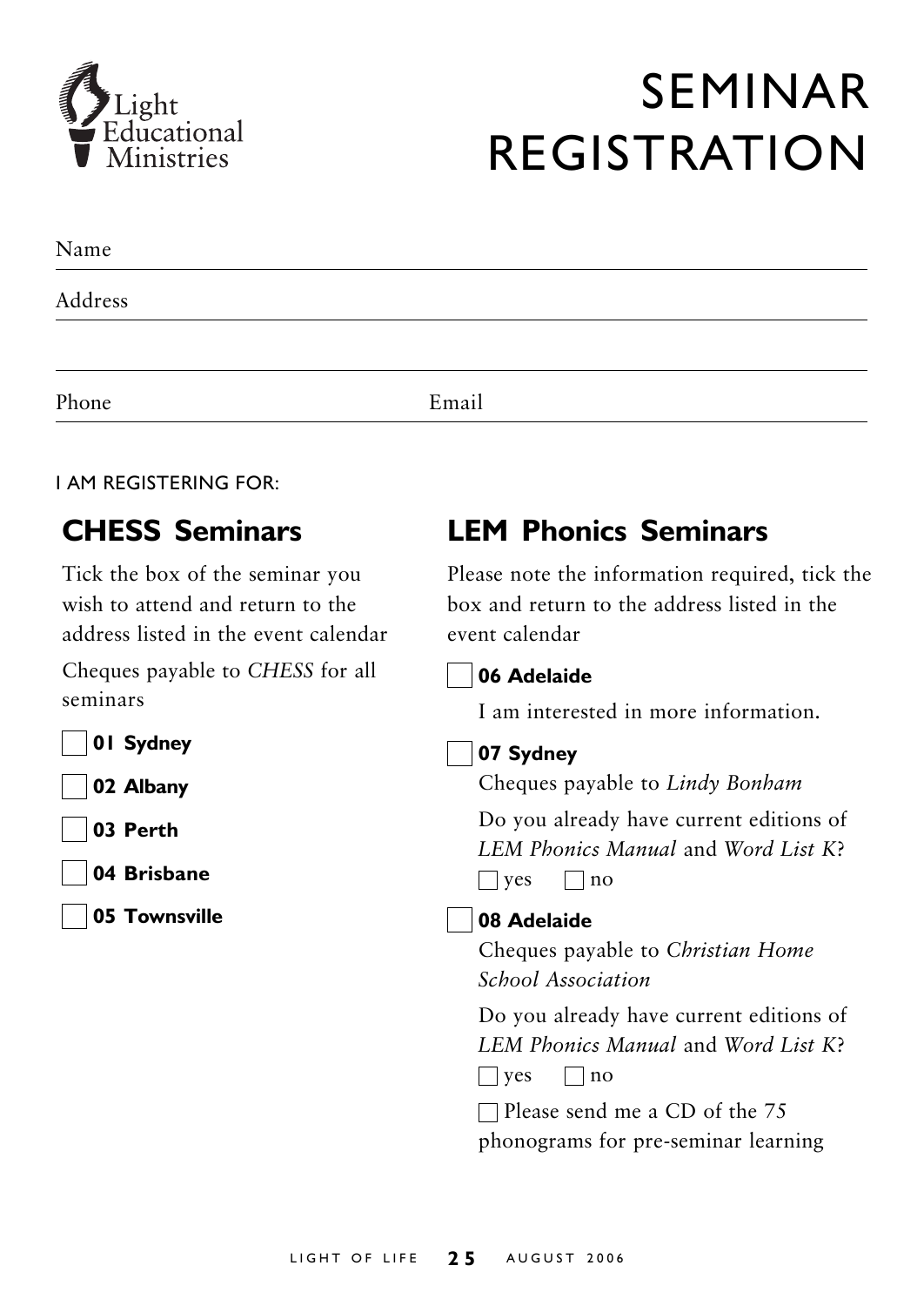Light Educational Ministries

# SEMINAR REGISTRATION

Name

Address

Phone Email

I AM REGISTERING FOR:

## CHESS Seminars

Tick the box of the seminar you wish to attend and return to the address listed in the event calendar

Cheques payable to *CHESS* for all seminars

☐ **01 Sydney**

☐ **02 Albany**

☐ **03 Perth**

☐ **04 Brisbane**

☐ **05 Townsville**

## LEM Phonics Seminars

Please note the information required, tick the box and return to the address listed in the event calendar

☐ **06 Adelaide**

I am interested in more information.

☐ **07 Sydney**

Cheques payable to *Lindy Bonham*

Do you already have current editions of *LEM Phonics Manual* and *Word List K*?

☐ yes ☐ no

☐ **08 Adelaide**

Cheques payable to *Christian Home School Association*

Do you already have current editions of *LEM Phonics Manual* and *Word List K*?

☐ yes ☐ no

☐ Please send me a CD of the 75 phonograms for pre-seminar learning